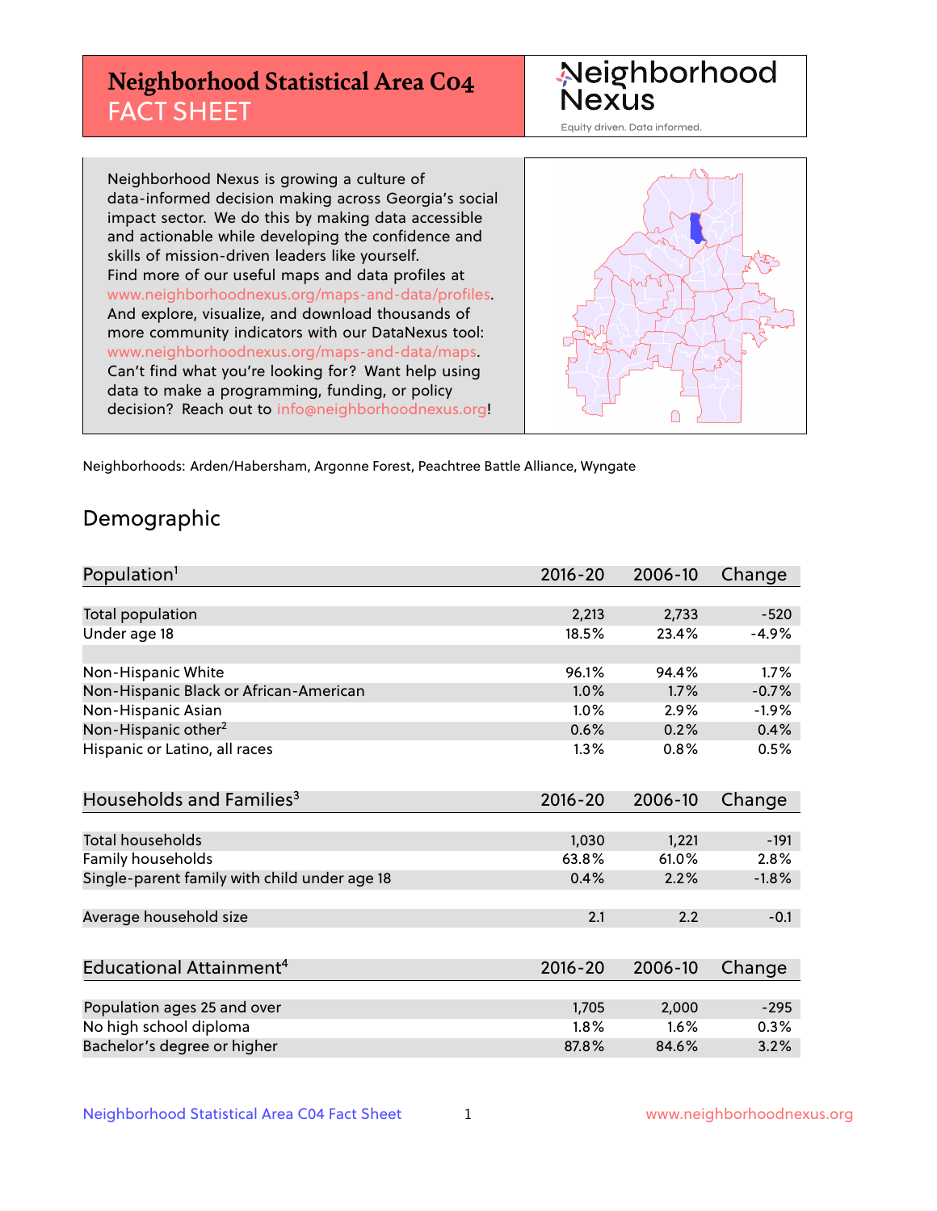# Neighborhood Statistical Area C04 FACT SHEET

Neighborhood Nexus

Equity driven. Data informed.

Neighborhood Nexus is growing a culture of data-informed decision making across Georgia's social impact sector. We do this by making data accessible and actionable while developing the confidence and skills of mission-driven leaders like yourself. Find more of our useful maps and data profiles at www.neighborhoodnexus.org/maps-and-data/profiles. And explore, visualize, and download thousands of more community indicators with our DataNexus tool: www.neighborhoodnexus.org/maps-and-data/maps. Can't find what you're looking for? Want help using data to make a programming, funding, or policy decision? Reach out to info@neighborhoodnexus.org!

Neighborhoods: Arden/Habersham, Argonne Forest, Peachtree Battle Alliance, Wyngate

## Demographic

| Population[1] | 2016-20 | 2006-10 | Change |
|---|---|---|---|
| Total population | 2,213 | 2,733 | -520 |
| Under age 18 | 18.5% | 23.4% | -4.9% |
| | | | |
| Non-Hispanic White | 96.1% | 94.4% | 1.7% |
| Non-Hispanic Black or African-American | 1.0% | 1.7% | -0.7% |
| Non-Hispanic Asian | 1.0% | 2.9% | -1.9% |
| Non-Hispanic other[2] | 0.6% | 0.2% | 0.4% |
| Hispanic or Latino, all races | 1.3% | 0.8% | 0.5% |

| Households and Families[3] | 2016-20 | 2006-10 | Change |
|---|---|---|---|
| Total households | 1,030 | 1,221 | -191 |
| Family households | 63.8% | 61.0% | 2.8% |
| Single-parent family with child under age 18 | 0.4% | 2.2% | -1.8% |
| | | | |
| Average household size | 2.1 | 2.2 | -0.1 |

| Educational Attainment[4] | 2016-20 | 2006-10 | Change |
|---|---|---|---|
| Population ages 25 and over | 1,705 | 2,000 | -295 |
| No high school diploma | 1.8% | 1.6% | 0.3% |
| Bachelor's degree or higher | 87.8% | 84.6% | 3.2% |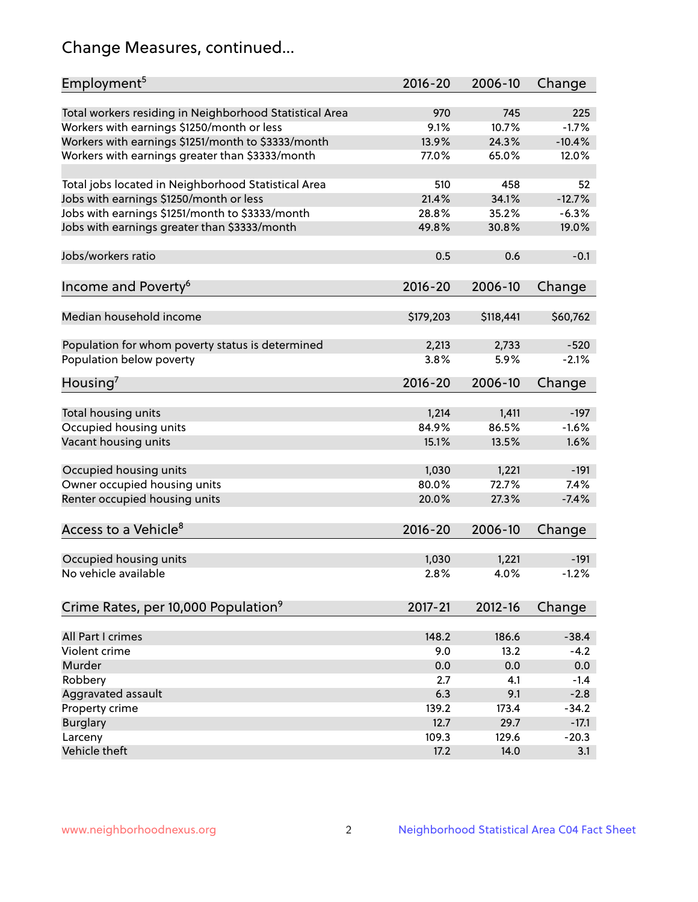## Change Measures, continued...

| Employment[5] | 2016-20 | 2006-10 | Change |
|---|---|---|---|
| Total workers residing in Neighborhood Statistical Area | 970 | 745 | 225 |
| Workers with earnings $1250/month or less | 9.1% | 10.7% | -1.7% |
| Workers with earnings $1251/month to $3333/month | 13.9% | 24.3% | -10.4% |
| Workers with earnings greater than $3333/month | 77.0% | 65.0% | 12.0% |
| Total jobs located in Neighborhood Statistical Area | 510 | 458 | 52 |
| Jobs with earnings $1250/month or less | 21.4% | 34.1% | -12.7% |
| Jobs with earnings $1251/month to $3333/month | 28.8% | 35.2% | -6.3% |
| Jobs with earnings greater than $3333/month | 49.8% | 30.8% | 19.0% |
| Jobs/workers ratio | 0.5 | 0.6 | -0.1 |

| Income and Poverty[6] | 2016-20 | 2006-10 | Change |
|---|---|---|---|
| Median household income | $179,203 | $118,441 | $60,762 |
| Population for whom poverty status is determined | 2,213 | 2,733 | -520 |
| Population below poverty | 3.8% | 5.9% | -2.1% |

| Housing[7] | 2016-20 | 2006-10 | Change |
|---|---|---|---|
| Total housing units | 1,214 | 1,411 | -197 |
| Occupied housing units | 84.9% | 86.5% | -1.6% |
| Vacant housing units | 15.1% | 13.5% | 1.6% |
| Occupied housing units | 1,030 | 1,221 | -191 |
| Owner occupied housing units | 80.0% | 72.7% | 7.4% |
| Renter occupied housing units | 20.0% | 27.3% | -7.4% |

| Access to a Vehicle[8] | 2016-20 | 2006-10 | Change |
|---|---|---|---|
| Occupied housing units | 1,030 | 1,221 | -191 |
| No vehicle available | 2.8% | 4.0% | -1.2% |

| Crime Rates, per 10,000 Population[9] | 2017-21 | 2012-16 | Change |
|---|---|---|---|
| All Part I crimes | 148.2 | 186.6 | -38.4 |
| Violent crime | 9.0 | 13.2 | -4.2 |
| Murder | 0.0 | 0.0 | 0.0 |
| Robbery | 2.7 | 4.1 | -1.4 |
| Aggravated assault | 6.3 | 9.1 | -2.8 |
| Property crime | 139.2 | 173.4 | -34.2 |
| Burglary | 12.7 | 29.7 | -17.1 |
| Larceny | 109.3 | 129.6 | -20.3 |
| Vehicle theft | 17.2 | 14.0 | 3.1 |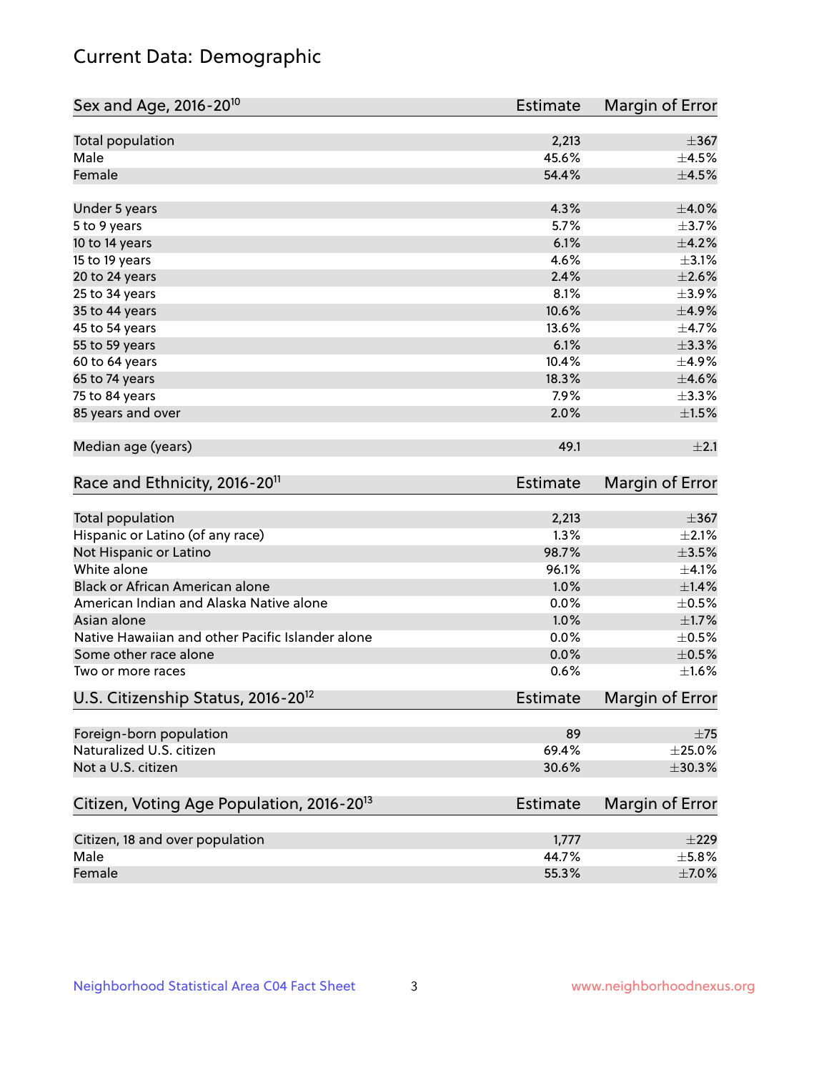# Current Data: Demographic

| Sex and Age, 2016-20[10] | Estimate | Margin of Error |
|---|---|---|
| Total population | 2,213 | ±367 |
| Male | 45.6% | ±4.5% |
| Female | 54.4% | ±4.5% |
| Under 5 years | 4.3% | ±4.0% |
| 5 to 9 years | 5.7% | ±3.7% |
| 10 to 14 years | 6.1% | ±4.2% |
| 15 to 19 years | 4.6% | ±3.1% |
| 20 to 24 years | 2.4% | ±2.6% |
| 25 to 34 years | 8.1% | ±3.9% |
| 35 to 44 years | 10.6% | ±4.9% |
| 45 to 54 years | 13.6% | ±4.7% |
| 55 to 59 years | 6.1% | ±3.3% |
| 60 to 64 years | 10.4% | ±4.9% |
| 65 to 74 years | 18.3% | ±4.6% |
| 75 to 84 years | 7.9% | ±3.3% |
| 85 years and over | 2.0% | ±1.5% |
| Median age (years) | 49.1 | ±2.1 |

| Race and Ethnicity, 2016-20[11] | Estimate | Margin of Error |
|---|---|---|
| Total population | 2,213 | ±367 |
| Hispanic or Latino (of any race) | 1.3% | ±2.1% |
| Not Hispanic or Latino | 98.7% | ±3.5% |
| White alone | 96.1% | ±4.1% |
| Black or African American alone | 1.0% | ±1.4% |
| American Indian and Alaska Native alone | 0.0% | ±0.5% |
| Asian alone | 1.0% | ±1.7% |
| Native Hawaiian and other Pacific Islander alone | 0.0% | ±0.5% |
| Some other race alone | 0.0% | ±0.5% |
| Two or more races | 0.6% | ±1.6% |

| U.S. Citizenship Status, 2016-20[12] | Estimate | Margin of Error |
|---|---|---|
| Foreign-born population | 89 | ±75 |
| Naturalized U.S. citizen | 69.4% | ±25.0% |
| Not a U.S. citizen | 30.6% | ±30.3% |

| Citizen, Voting Age Population, 2016-20[13] | Estimate | Margin of Error |
|---|---|---|
| Citizen, 18 and over population | 1,777 | ±229 |
| Male | 44.7% | ±5.8% |
| Female | 55.3% | ±7.0% |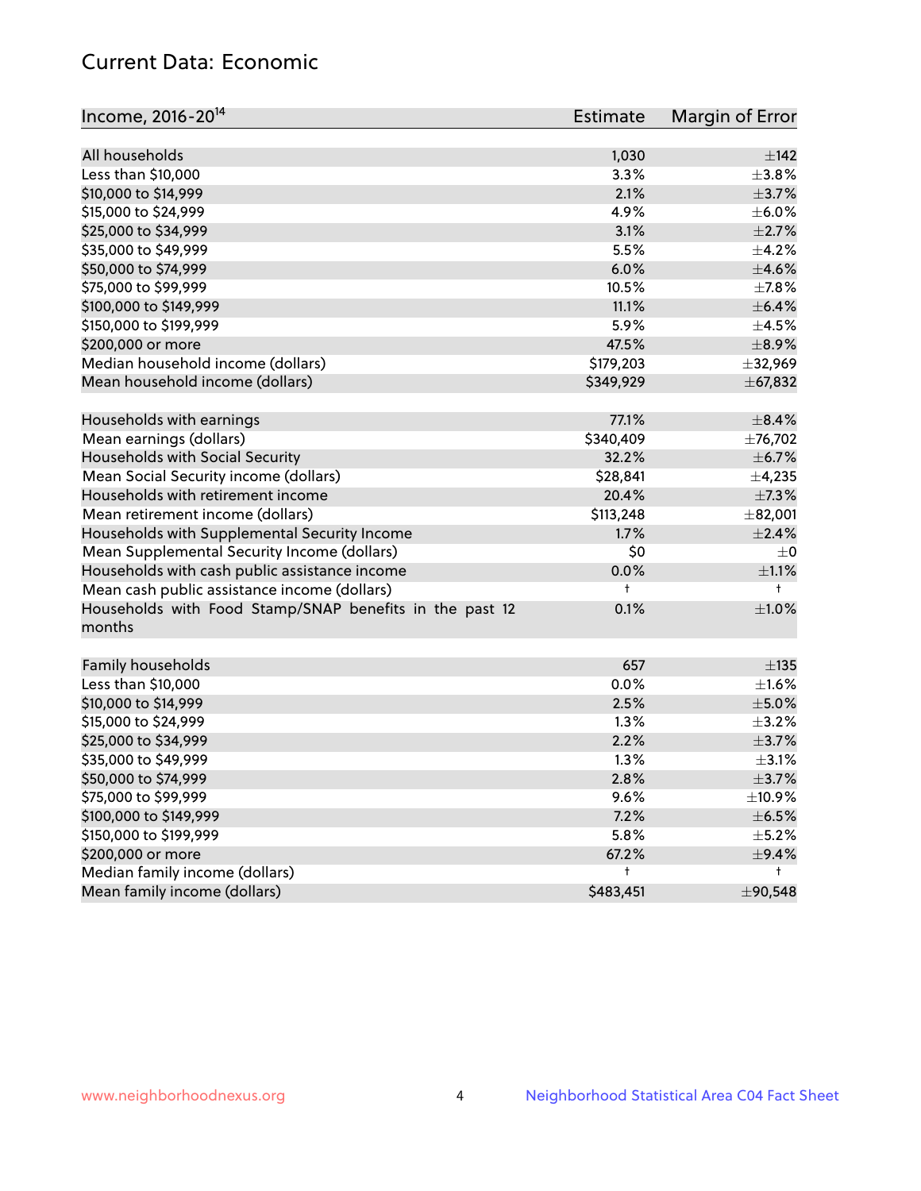## Current Data: Economic

| Income, 2016-20[14] | Estimate | Margin of Error |
|---|---|---|
| All households | 1,030 | ±142 |
| Less than $10,000 | 3.3% | ±3.8% |
| $10,000 to $14,999 | 2.1% | ±3.7% |
| $15,000 to $24,999 | 4.9% | ±6.0% |
| $25,000 to $34,999 | 3.1% | ±2.7% |
| $35,000 to $49,999 | 5.5% | ±4.2% |
| $50,000 to $74,999 | 6.0% | ±4.6% |
| $75,000 to $99,999 | 10.5% | ±7.8% |
| $100,000 to $149,999 | 11.1% | ±6.4% |
| $150,000 to $199,999 | 5.9% | ±4.5% |
| $200,000 or more | 47.5% | ±8.9% |
| Median household income (dollars) | $179,203 | ±32,969 |
| Mean household income (dollars) | $349,929 | ±67,832 |
| | | |
| Households with earnings | 77.1% | ±8.4% |
| Mean earnings (dollars) | $340,409 | ±76,702 |
| Households with Social Security | 32.2% | ±6.7% |
| Mean Social Security income (dollars) | $28,841 | ±4,235 |
| Households with retirement income | 20.4% | ±7.3% |
| Mean retirement income (dollars) | $113,248 | ±82,001 |
| Households with Supplemental Security Income | 1.7% | ±2.4% |
| Mean Supplemental Security Income (dollars) | $0 | ±0 |
| Households with cash public assistance income | 0.0% | ±1.1% |
| Mean cash public assistance income (dollars) | † | † |
| Households with Food Stamp/SNAP benefits in the past 12 months | 0.1% | ±1.0% |
| | | |
| Family households | 657 | ±135 |
| Less than $10,000 | 0.0% | ±1.6% |
| $10,000 to $14,999 | 2.5% | ±5.0% |
| $15,000 to $24,999 | 1.3% | ±3.2% |
| $25,000 to $34,999 | 2.2% | ±3.7% |
| $35,000 to $49,999 | 1.3% | ±3.1% |
| $50,000 to $74,999 | 2.8% | ±3.7% |
| $75,000 to $99,999 | 9.6% | ±10.9% |
| $100,000 to $149,999 | 7.2% | ±6.5% |
| $150,000 to $199,999 | 5.8% | ±5.2% |
| $200,000 or more | 67.2% | ±9.4% |
| Median family income (dollars) | † | † |
| Mean family income (dollars) | $483,451 | ±90,548 |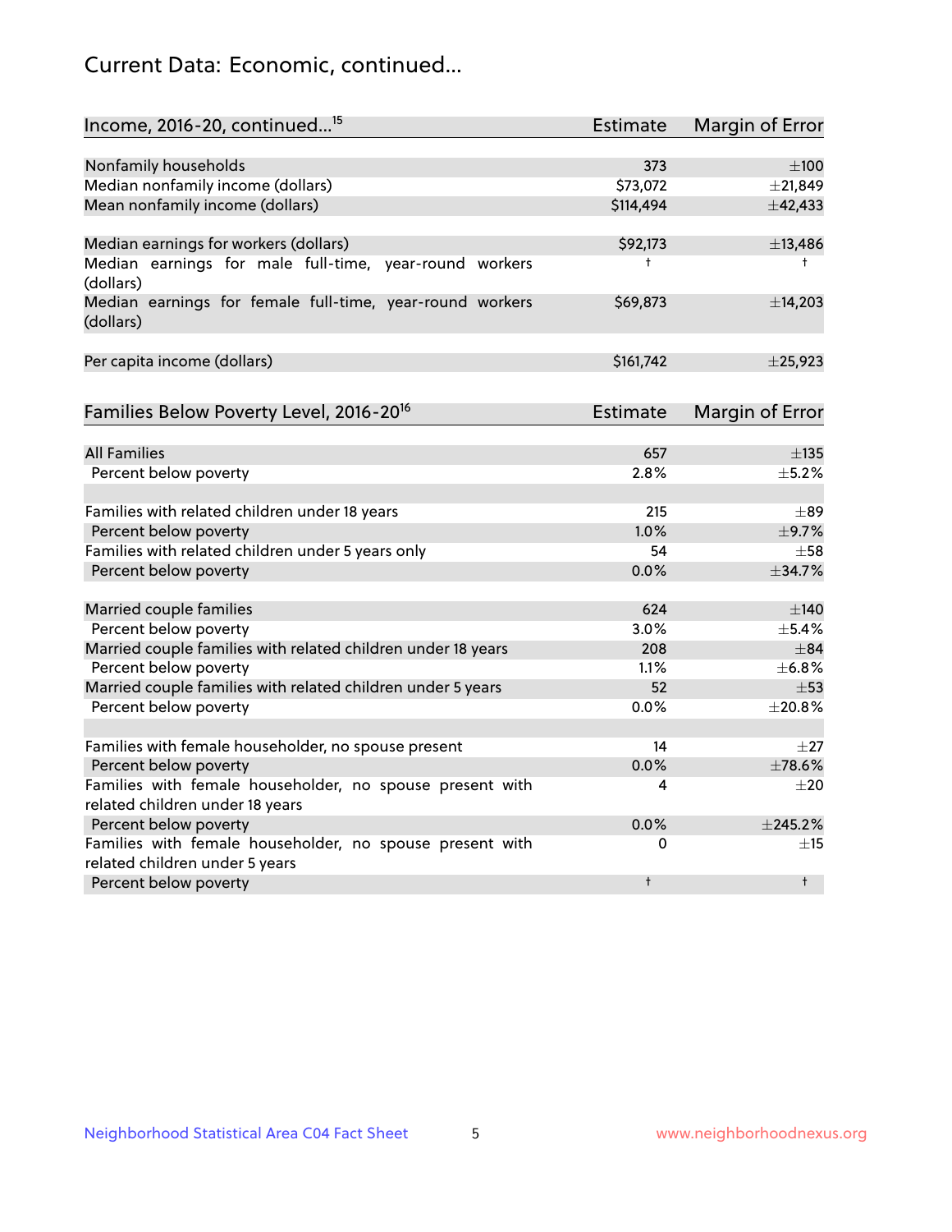# Current Data: Economic, continued...

| Income, 2016-20, continued...[15] | Estimate | Margin of Error |
|---|---|---|
| Nonfamily households | 373 | ±100 |
| Median nonfamily income (dollars) | $73,072 | ±21,849 |
| Mean nonfamily income (dollars) | $114,494 | ±42,433 |
| | | |
| Median earnings for workers (dollars) | $92,173 | ±13,486 |
| Median earnings for male full-time, year-round workers (dollars) | † | † |
| Median earnings for female full-time, year-round workers (dollars) | $69,873 | ±14,203 |
| | | |
| Per capita income (dollars) | $161,742 | ±25,923 |

| Families Below Poverty Level, 2016-20[16] | Estimate | Margin of Error |
|---|---|---|
| All Families | 657 | ±135 |
| Percent below poverty | 2.8% | ±5.2% |
| | | |
| Families with related children under 18 years | 215 | ±89 |
| Percent below poverty | 1.0% | ±9.7% |
| Families with related children under 5 years only | 54 | ±58 |
| Percent below poverty | 0.0% | ±34.7% |
| | | |
| Married couple families | 624 | ±140 |
| Percent below poverty | 3.0% | ±5.4% |
| Married couple families with related children under 18 years | 208 | ±84 |
| Percent below poverty | 1.1% | ±6.8% |
| Married couple families with related children under 5 years | 52 | ±53 |
| Percent below poverty | 0.0% | ±20.8% |
| | | |
| Families with female householder, no spouse present | 14 | ±27 |
| Percent below poverty | 0.0% | ±78.6% |
| Families with female householder, no spouse present with related children under 18 years | 4 | ±20 |
| Percent below poverty | 0.0% | ±245.2% |
| Families with female householder, no spouse present with related children under 5 years | 0 | ±15 |
| Percent below poverty | † | † |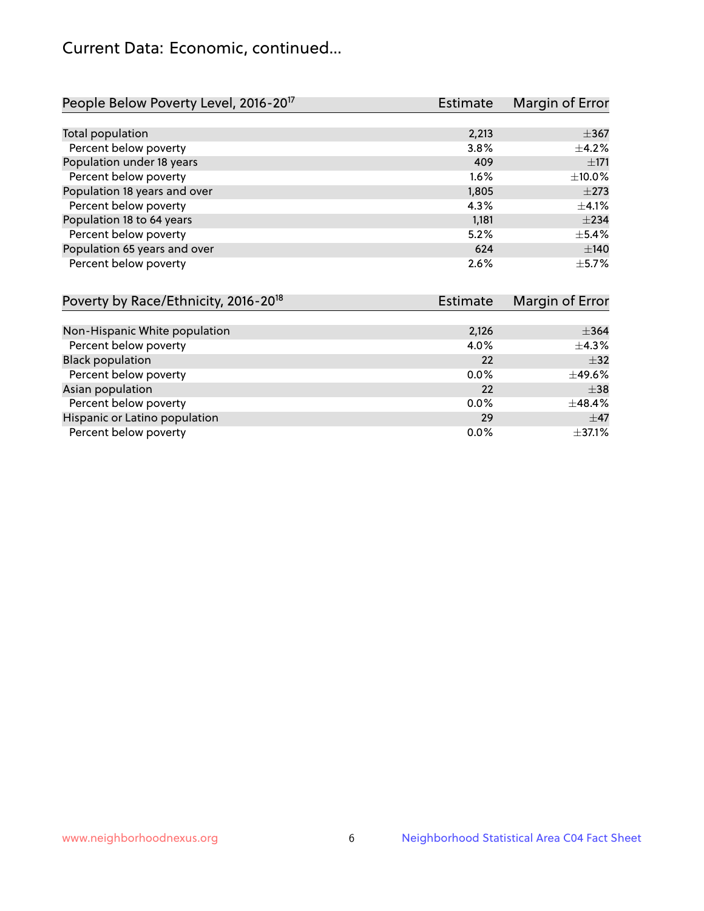## Current Data: Economic, continued...

| People Below Poverty Level, 2016-20[17] | Estimate | Margin of Error |
|---|---|---|
| Total population | 2,213 | ±367 |
| Percent below poverty | 3.8% | ±4.2% |
| Population under 18 years | 409 | ±171 |
| Percent below poverty | 1.6% | ±10.0% |
| Population 18 years and over | 1,805 | ±273 |
| Percent below poverty | 4.3% | ±4.1% |
| Population 18 to 64 years | 1,181 | ±234 |
| Percent below poverty | 5.2% | ±5.4% |
| Population 65 years and over | 624 | ±140 |
| Percent below poverty | 2.6% | ±5.7% |

| Poverty by Race/Ethnicity, 2016-20[18] | Estimate | Margin of Error |
|---|---|---|
| Non-Hispanic White population | 2,126 | ±364 |
| Percent below poverty | 4.0% | ±4.3% |
| Black population | 22 | ±32 |
| Percent below poverty | 0.0% | ±49.6% |
| Asian population | 22 | ±38 |
| Percent below poverty | 0.0% | ±48.4% |
| Hispanic or Latino population | 29 | ±47 |
| Percent below poverty | 0.0% | ±37.1% |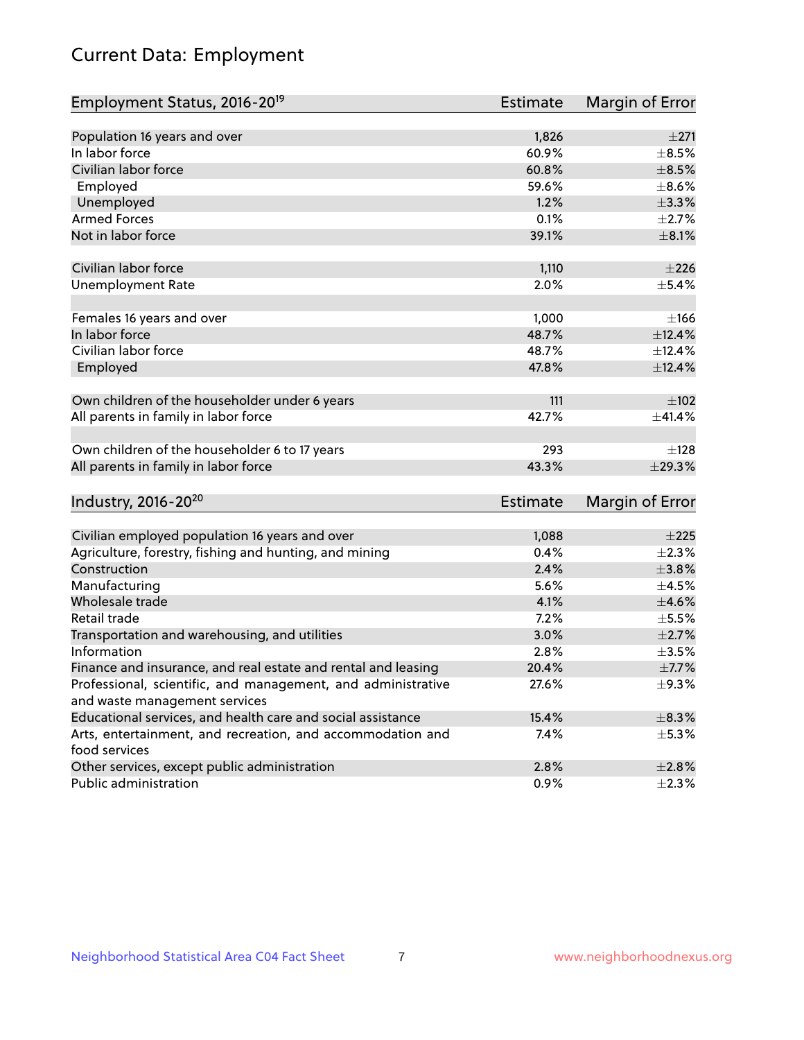# Current Data: Employment

| Employment Status, 2016-20[19] | Estimate | Margin of Error |
|---|---|---|
| Population 16 years and over | 1,826 | ±271 |
| In labor force | 60.9% | ±8.5% |
| Civilian labor force | 60.8% | ±8.5% |
| Employed | 59.6% | ±8.6% |
| Unemployed | 1.2% | ±3.3% |
| Armed Forces | 0.1% | ±2.7% |
| Not in labor force | 39.1% | ±8.1% |
| | | |
| Civilian labor force | 1,110 | ±226 |
| Unemployment Rate | 2.0% | ±5.4% |
| | | |
| Females 16 years and over | 1,000 | ±166 |
| In labor force | 48.7% | ±12.4% |
| Civilian labor force | 48.7% | ±12.4% |
| Employed | 47.8% | ±12.4% |
| | | |
| Own children of the householder under 6 years | 111 | ±102 |
| All parents in family in labor force | 42.7% | ±41.4% |
| | | |
| Own children of the householder 6 to 17 years | 293 | ±128 |
| All parents in family in labor force | 43.3% | ±29.3% |

| Industry, 2016-20[20] | Estimate | Margin of Error |
|---|---|---|
| Civilian employed population 16 years and over | 1,088 | ±225 |
| Agriculture, forestry, fishing and hunting, and mining | 0.4% | ±2.3% |
| Construction | 2.4% | ±3.8% |
| Manufacturing | 5.6% | ±4.5% |
| Wholesale trade | 4.1% | ±4.6% |
| Retail trade | 7.2% | ±5.5% |
| Transportation and warehousing, and utilities | 3.0% | ±2.7% |
| Information | 2.8% | ±3.5% |
| Finance and insurance, and real estate and rental and leasing | 20.4% | ±7.7% |
| Professional, scientific, and management, and administrative and waste management services | 27.6% | ±9.3% |
| Educational services, and health care and social assistance | 15.4% | ±8.3% |
| Arts, entertainment, and recreation, and accommodation and food services | 7.4% | ±5.3% |
| Other services, except public administration | 2.8% | ±2.8% |
| Public administration | 0.9% | ±2.3% |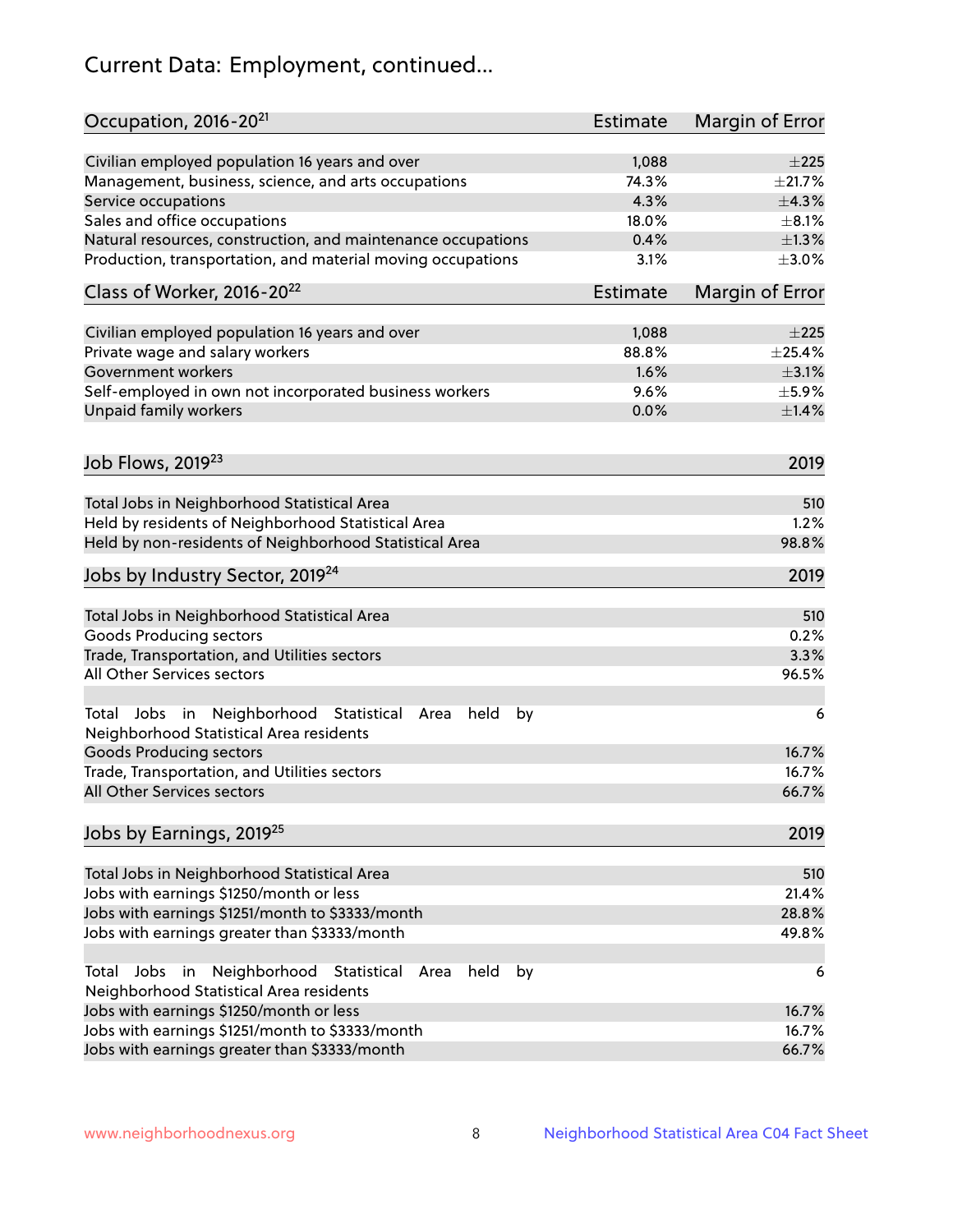## Current Data: Employment, continued...

| Occupation, 2016-20[21] | Estimate | Margin of Error |
|---|---|---|
| Civilian employed population 16 years and over | 1,088 | ±225 |
| Management, business, science, and arts occupations | 74.3% | ±21.7% |
| Service occupations | 4.3% | ±4.3% |
| Sales and office occupations | 18.0% | ±8.1% |
| Natural resources, construction, and maintenance occupations | 0.4% | ±1.3% |
| Production, transportation, and material moving occupations | 3.1% | ±3.0% |

| Class of Worker, 2016-20[22] | Estimate | Margin of Error |
|---|---|---|
| Civilian employed population 16 years and over | 1,088 | ±225 |
| Private wage and salary workers | 88.8% | ±25.4% |
| Government workers | 1.6% | ±3.1% |
| Self-employed in own not incorporated business workers | 9.6% | ±5.9% |
| Unpaid family workers | 0.0% | ±1.4% |

| Job Flows, 2019[23] | 2019 |
|---|---|
| Total Jobs in Neighborhood Statistical Area | 510 |
| Held by residents of Neighborhood Statistical Area | 1.2% |
| Held by non-residents of Neighborhood Statistical Area | 98.8% |

| Jobs by Industry Sector, 2019[24] | 2019 |
|---|---|
| Total Jobs in Neighborhood Statistical Area | 510 |
| Goods Producing sectors | 0.2% |
| Trade, Transportation, and Utilities sectors | 3.3% |
| All Other Services sectors | 96.5% |
| | |
| Total Jobs in Neighborhood Statistical Area held by Neighborhood Statistical Area residents | 6 |
| Goods Producing sectors | 16.7% |
| Trade, Transportation, and Utilities sectors | 16.7% |
| All Other Services sectors | 66.7% |

| Jobs by Earnings, 2019[25] | 2019 |
|---|---|
| Total Jobs in Neighborhood Statistical Area | 510 |
| Jobs with earnings $1250/month or less | 21.4% |
| Jobs with earnings $1251/month to $3333/month | 28.8% |
| Jobs with earnings greater than $3333/month | 49.8% |
| | |
| Total Jobs in Neighborhood Statistical Area held by Neighborhood Statistical Area residents | 6 |
| Jobs with earnings $1250/month or less | 16.7% |
| Jobs with earnings $1251/month to $3333/month | 16.7% |
| Jobs with earnings greater than $3333/month | 66.7% |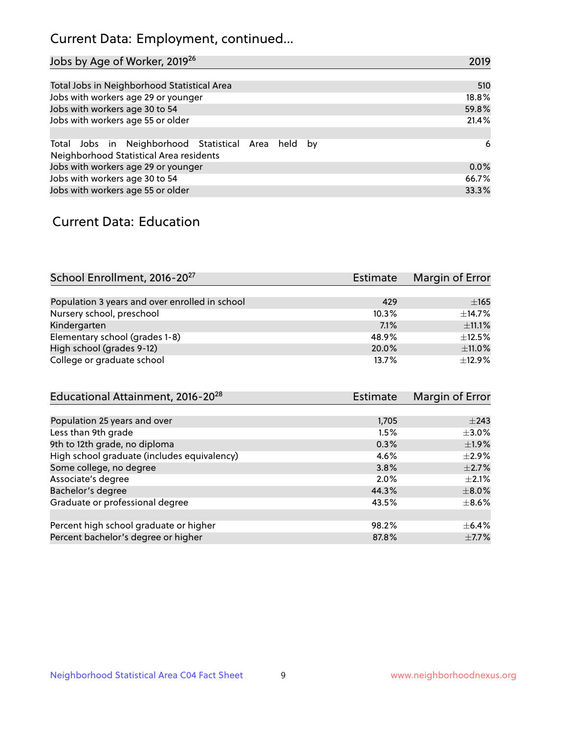## Current Data: Employment, continued...

| Jobs by Age of Worker, 2019[26] | 2019 |
|---|---|
| Total Jobs in Neighborhood Statistical Area | 510 |
| Jobs with workers age 29 or younger | 18.8% |
| Jobs with workers age 30 to 54 | 59.8% |
| Jobs with workers age 55 or older | 21.4% |
| | |
| Total Jobs in Neighborhood Statistical Area held by Neighborhood Statistical Area residents | 6 |
| Jobs with workers age 29 or younger | 0.0% |
| Jobs with workers age 30 to 54 | 66.7% |
| Jobs with workers age 55 or older | 33.3% |

## Current Data: Education

| School Enrollment, 2016-20[27] | Estimate | Margin of Error |
|---|---|---|
| Population 3 years and over enrolled in school | 429 | ±165 |
| Nursery school, preschool | 10.3% | ±14.7% |
| Kindergarten | 7.1% | ±11.1% |
| Elementary school (grades 1-8) | 48.9% | ±12.5% |
| High school (grades 9-12) | 20.0% | ±11.0% |
| College or graduate school | 13.7% | ±12.9% |

| Educational Attainment, 2016-20[28] | Estimate | Margin of Error |
|---|---|---|
| Population 25 years and over | 1,705 | ±243 |
| Less than 9th grade | 1.5% | ±3.0% |
| 9th to 12th grade, no diploma | 0.3% | ±1.9% |
| High school graduate (includes equivalency) | 4.6% | ±2.9% |
| Some college, no degree | 3.8% | ±2.7% |
| Associate's degree | 2.0% | ±2.1% |
| Bachelor's degree | 44.3% | ±8.0% |
| Graduate or professional degree | 43.5% | ±8.6% |
| | | |
| Percent high school graduate or higher | 98.2% | ±6.4% |
| Percent bachelor's degree or higher | 87.8% | ±7.7% |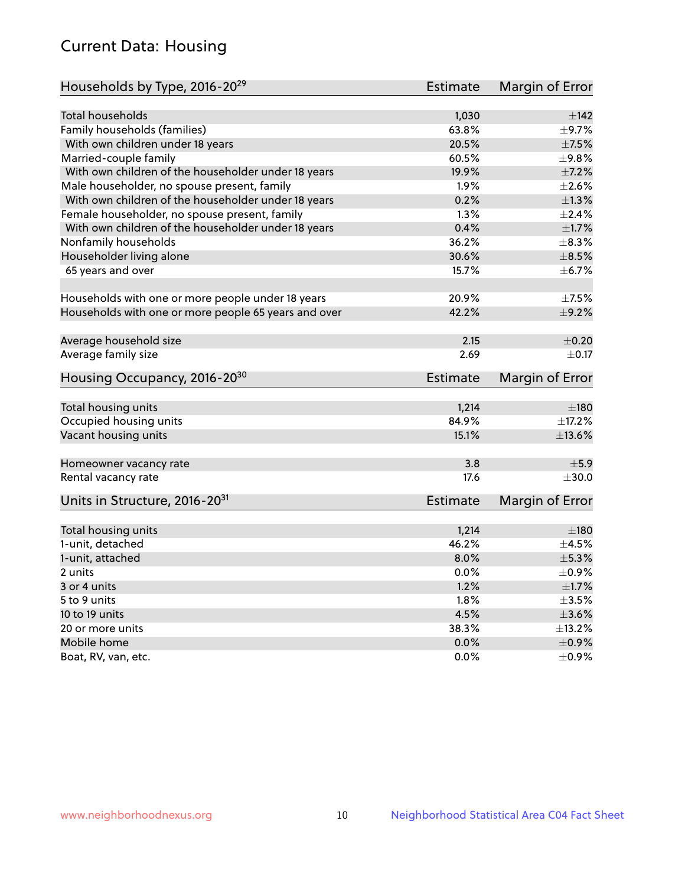# Current Data: Housing

| Households by Type, 2016-20[29] | Estimate | Margin of Error |
|---|---|---|
| Total households | 1,030 | ±142 |
| Family households (families) | 63.8% | ±9.7% |
| With own children under 18 years | 20.5% | ±7.5% |
| Married-couple family | 60.5% | ±9.8% |
| With own children of the householder under 18 years | 19.9% | ±7.2% |
| Male householder, no spouse present, family | 1.9% | ±2.6% |
| With own children of the householder under 18 years | 0.2% | ±1.3% |
| Female householder, no spouse present, family | 1.3% | ±2.4% |
| With own children of the householder under 18 years | 0.4% | ±1.7% |
| Nonfamily households | 36.2% | ±8.3% |
| Householder living alone | 30.6% | ±8.5% |
| 65 years and over | 15.7% | ±6.7% |
| Households with one or more people under 18 years | 20.9% | ±7.5% |
| Households with one or more people 65 years and over | 42.2% | ±9.2% |
| Average household size | 2.15 | ±0.20 |
| Average family size | 2.69 | ±0.17 |

| Housing Occupancy, 2016-20[30] | Estimate | Margin of Error |
|---|---|---|
| Total housing units | 1,214 | ±180 |
| Occupied housing units | 84.9% | ±17.2% |
| Vacant housing units | 15.1% | ±13.6% |
| Homeowner vacancy rate | 3.8 | ±5.9 |
| Rental vacancy rate | 17.6 | ±30.0 |

| Units in Structure, 2016-20[31] | Estimate | Margin of Error |
|---|---|---|
| Total housing units | 1,214 | ±180 |
| 1-unit, detached | 46.2% | ±4.5% |
| 1-unit, attached | 8.0% | ±5.3% |
| 2 units | 0.0% | ±0.9% |
| 3 or 4 units | 1.2% | ±1.7% |
| 5 to 9 units | 1.8% | ±3.5% |
| 10 to 19 units | 4.5% | ±3.6% |
| 20 or more units | 38.3% | ±13.2% |
| Mobile home | 0.0% | ±0.9% |
| Boat, RV, van, etc. | 0.0% | ±0.9% |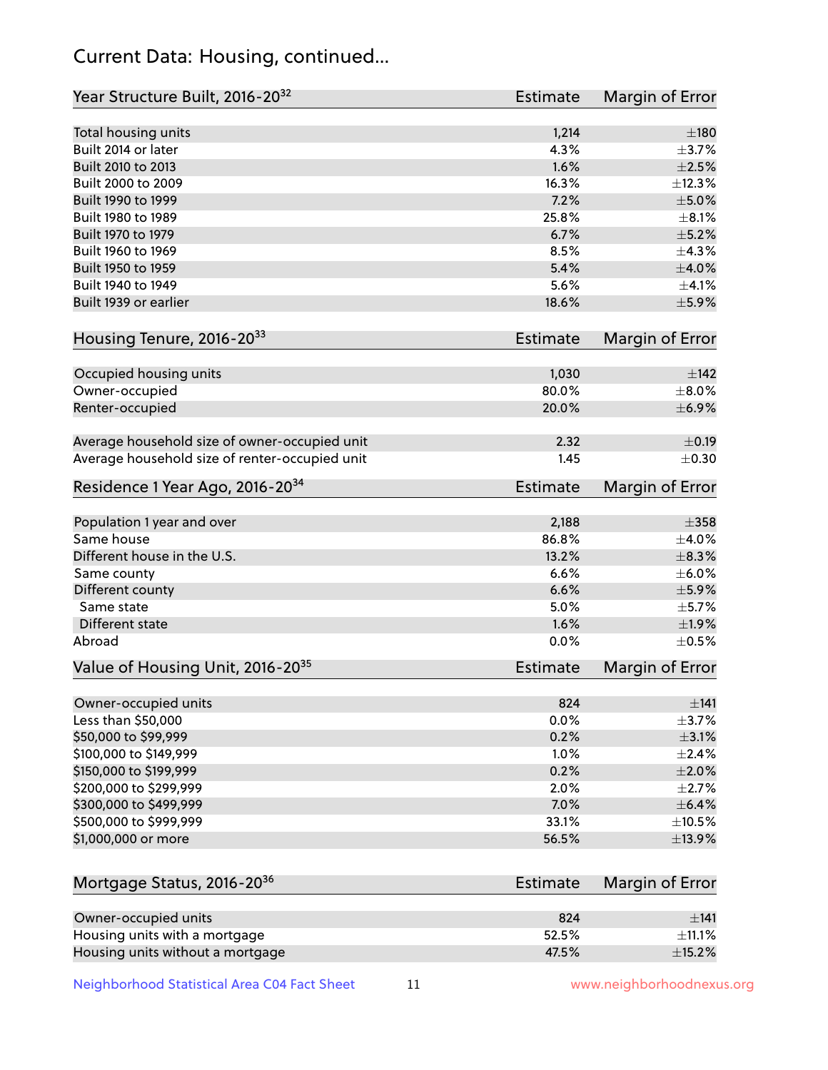# Current Data: Housing, continued...

| Year Structure Built, 2016-20[32] | Estimate | Margin of Error |
|---|---|---|
| Total housing units | 1,214 | ±180 |
| Built 2014 or later | 4.3% | ±3.7% |
| Built 2010 to 2013 | 1.6% | ±2.5% |
| Built 2000 to 2009 | 16.3% | ±12.3% |
| Built 1990 to 1999 | 7.2% | ±5.0% |
| Built 1980 to 1989 | 25.8% | ±8.1% |
| Built 1970 to 1979 | 6.7% | ±5.2% |
| Built 1960 to 1969 | 8.5% | ±4.3% |
| Built 1950 to 1959 | 5.4% | ±4.0% |
| Built 1940 to 1949 | 5.6% | ±4.1% |
| Built 1939 or earlier | 18.6% | ±5.9% |

| Housing Tenure, 2016-20[33] | Estimate | Margin of Error |
|---|---|---|
| Occupied housing units | 1,030 | ±142 |
| Owner-occupied | 80.0% | ±8.0% |
| Renter-occupied | 20.0% | ±6.9% |
| Average household size of owner-occupied unit | 2.32 | ±0.19 |
| Average household size of renter-occupied unit | 1.45 | ±0.30 |

| Residence 1 Year Ago, 2016-20[34] | Estimate | Margin of Error |
|---|---|---|
| Population 1 year and over | 2,188 | ±358 |
| Same house | 86.8% | ±4.0% |
| Different house in the U.S. | 13.2% | ±8.3% |
| Same county | 6.6% | ±6.0% |
| Different county | 6.6% | ±5.9% |
| Same state | 5.0% | ±5.7% |
| Different state | 1.6% | ±1.9% |
| Abroad | 0.0% | ±0.5% |

| Value of Housing Unit, 2016-20[35] | Estimate | Margin of Error |
|---|---|---|
| Owner-occupied units | 824 | ±141 |
| Less than $50,000 | 0.0% | ±3.7% |
| $50,000 to $99,999 | 0.2% | ±3.1% |
| $100,000 to $149,999 | 1.0% | ±2.4% |
| $150,000 to $199,999 | 0.2% | ±2.0% |
| $200,000 to $299,999 | 2.0% | ±2.7% |
| $300,000 to $499,999 | 7.0% | ±6.4% |
| $500,000 to $999,999 | 33.1% | ±10.5% |
| $1,000,000 or more | 56.5% | ±13.9% |

| Mortgage Status, 2016-20[36] | Estimate | Margin of Error |
|---|---|---|
| Owner-occupied units | 824 | ±141 |
| Housing units with a mortgage | 52.5% | ±11.1% |
| Housing units without a mortgage | 47.5% | ±15.2% |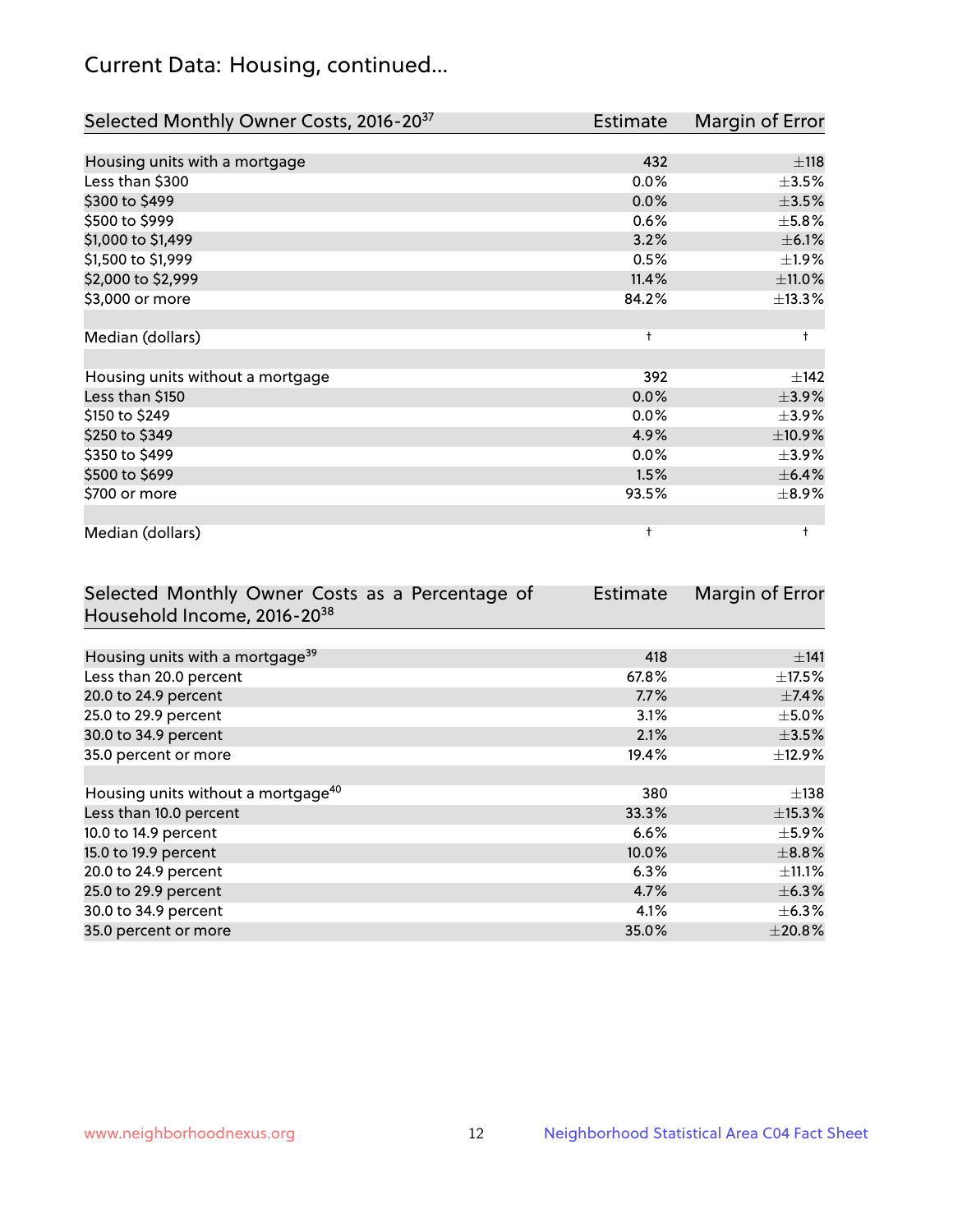# Current Data: Housing, continued...

| Selected Monthly Owner Costs, 2016-20[37] | Estimate | Margin of Error |
|---|---|---|
| Housing units with a mortgage | 432 | ±118 |
| Less than $300 | 0.0% | ±3.5% |
| $300 to $499 | 0.0% | ±3.5% |
| $500 to $999 | 0.6% | ±5.8% |
| $1,000 to $1,499 | 3.2% | ±6.1% |
| $1,500 to $1,999 | 0.5% | ±1.9% |
| $2,000 to $2,999 | 11.4% | ±11.0% |
| $3,000 or more | 84.2% | ±13.3% |
| | | |
| Median (dollars) | † | † |
| | | |
| Housing units without a mortgage | 392 | ±142 |
| Less than $150 | 0.0% | ±3.9% |
| $150 to $249 | 0.0% | ±3.9% |
| $250 to $349 | 4.9% | ±10.9% |
| $350 to $499 | 0.0% | ±3.9% |
| $500 to $699 | 1.5% | ±6.4% |
| $700 or more | 93.5% | ±8.9% |
| | | |
| Median (dollars) | † | † |

| Selected Monthly Owner Costs as a Percentage of Household Income, 2016-20[38] | Estimate | Margin of Error |
|---|---|---|
| Housing units with a mortgage[39] | 418 | ±141 |
| Less than 20.0 percent | 67.8% | ±17.5% |
| 20.0 to 24.9 percent | 7.7% | ±7.4% |
| 25.0 to 29.9 percent | 3.1% | ±5.0% |
| 30.0 to 34.9 percent | 2.1% | ±3.5% |
| 35.0 percent or more | 19.4% | ±12.9% |
| | | |
| Housing units without a mortgage[40] | 380 | ±138 |
| Less than 10.0 percent | 33.3% | ±15.3% |
| 10.0 to 14.9 percent | 6.6% | ±5.9% |
| 15.0 to 19.9 percent | 10.0% | ±8.8% |
| 20.0 to 24.9 percent | 6.3% | ±11.1% |
| 25.0 to 29.9 percent | 4.7% | ±6.3% |
| 30.0 to 34.9 percent | 4.1% | ±6.3% |
| 35.0 percent or more | 35.0% | ±20.8% |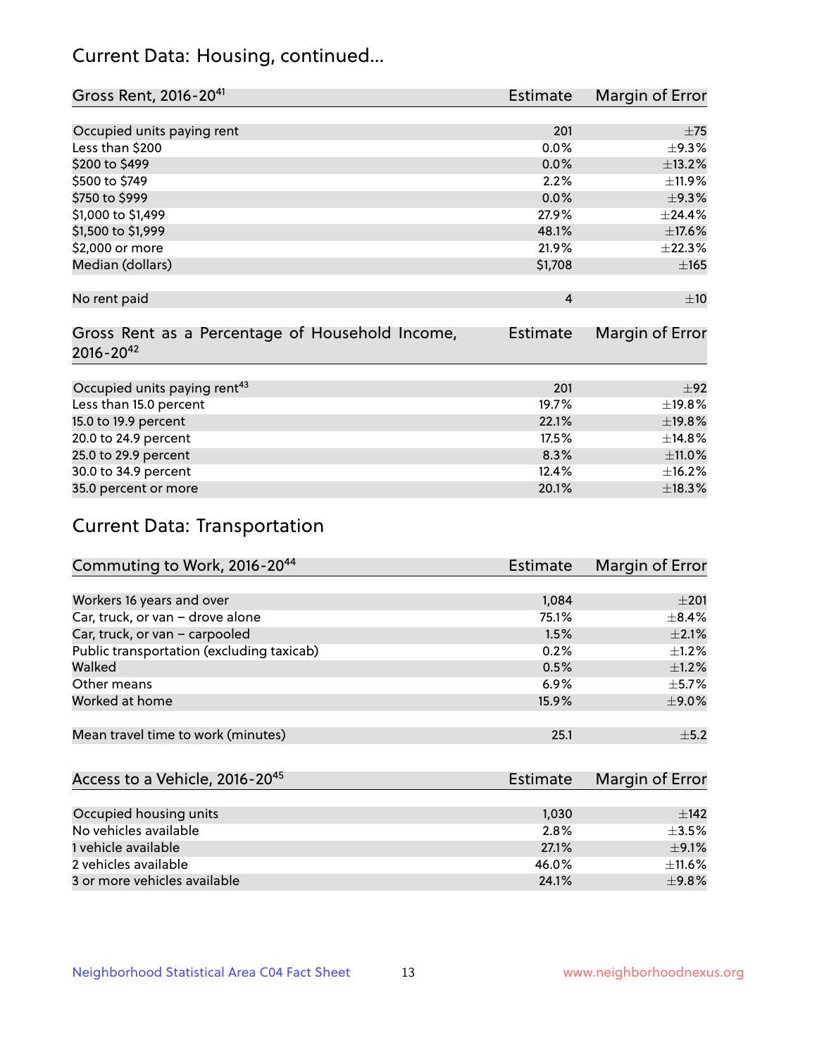## Current Data: Housing, continued...

| Gross Rent, 2016-20[41] | Estimate | Margin of Error |
|---|---|---|
| Occupied units paying rent | 201 | ±75 |
| Less than $200 | 0.0% | ±9.3% |
| $200 to $499 | 0.0% | ±13.2% |
| $500 to $749 | 2.2% | ±11.9% |
| $750 to $999 | 0.0% | ±9.3% |
| $1,000 to $1,499 | 27.9% | ±24.4% |
| $1,500 to $1,999 | 48.1% | ±17.6% |
| $2,000 or more | 21.9% | ±22.3% |
| Median (dollars) | $1,708 | ±165 |
| No rent paid | 4 | ±10 |

| Gross Rent as a Percentage of Household Income, 2016-20[42] | Estimate | Margin of Error |
|---|---|---|
| Occupied units paying rent[43] | 201 | ±92 |
| Less than 15.0 percent | 19.7% | ±19.8% |
| 15.0 to 19.9 percent | 22.1% | ±19.8% |
| 20.0 to 24.9 percent | 17.5% | ±14.8% |
| 25.0 to 29.9 percent | 8.3% | ±11.0% |
| 30.0 to 34.9 percent | 12.4% | ±16.2% |
| 35.0 percent or more | 20.1% | ±18.3% |

## Current Data: Transportation

| Commuting to Work, 2016-20[44] | Estimate | Margin of Error |
|---|---|---|
| Workers 16 years and over | 1,084 | ±201 |
| Car, truck, or van – drove alone | 75.1% | ±8.4% |
| Car, truck, or van – carpooled | 1.5% | ±2.1% |
| Public transportation (excluding taxicab) | 0.2% | ±1.2% |
| Walked | 0.5% | ±1.2% |
| Other means | 6.9% | ±5.7% |
| Worked at home | 15.9% | ±9.0% |
| Mean travel time to work (minutes) | 25.1 | ±5.2 |

| Access to a Vehicle, 2016-20[45] | Estimate | Margin of Error |
|---|---|---|
| Occupied housing units | 1,030 | ±142 |
| No vehicles available | 2.8% | ±3.5% |
| 1 vehicle available | 27.1% | ±9.1% |
| 2 vehicles available | 46.0% | ±11.6% |
| 3 or more vehicles available | 24.1% | ±9.8% |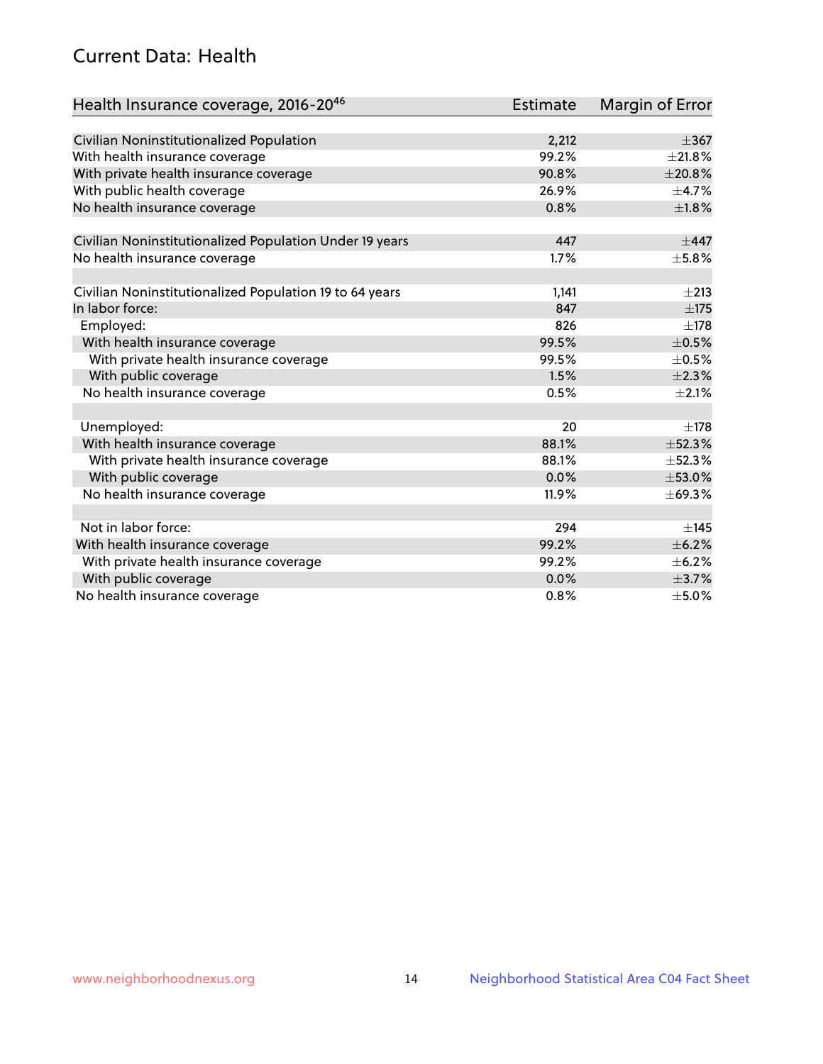## Current Data: Health

| Health Insurance coverage, 2016-20[46] | Estimate | Margin of Error |
|---|---|---|
| Civilian Noninstitutionalized Population | 2,212 | ±367 |
| With health insurance coverage | 99.2% | ±21.8% |
| With private health insurance coverage | 90.8% | ±20.8% |
| With public health coverage | 26.9% | ±4.7% |
| No health insurance coverage | 0.8% | ±1.8% |
| | | |
| Civilian Noninstitutionalized Population Under 19 years | 447 | ±447 |
| No health insurance coverage | 1.7% | ±5.8% |
| | | |
| Civilian Noninstitutionalized Population 19 to 64 years | 1,141 | ±213 |
| In labor force: | 847 | ±175 |
| Employed: | 826 | ±178 |
| With health insurance coverage | 99.5% | ±0.5% |
| With private health insurance coverage | 99.5% | ±0.5% |
| With public coverage | 1.5% | ±2.3% |
| No health insurance coverage | 0.5% | ±2.1% |
| | | |
| Unemployed: | 20 | ±178 |
| With health insurance coverage | 88.1% | ±52.3% |
| With private health insurance coverage | 88.1% | ±52.3% |
| With public coverage | 0.0% | ±53.0% |
| No health insurance coverage | 11.9% | ±69.3% |
| | | |
| Not in labor force: | 294 | ±145 |
| With health insurance coverage | 99.2% | ±6.2% |
| With private health insurance coverage | 99.2% | ±6.2% |
| With public coverage | 0.0% | ±3.7% |
| No health insurance coverage | 0.8% | ±5.0% |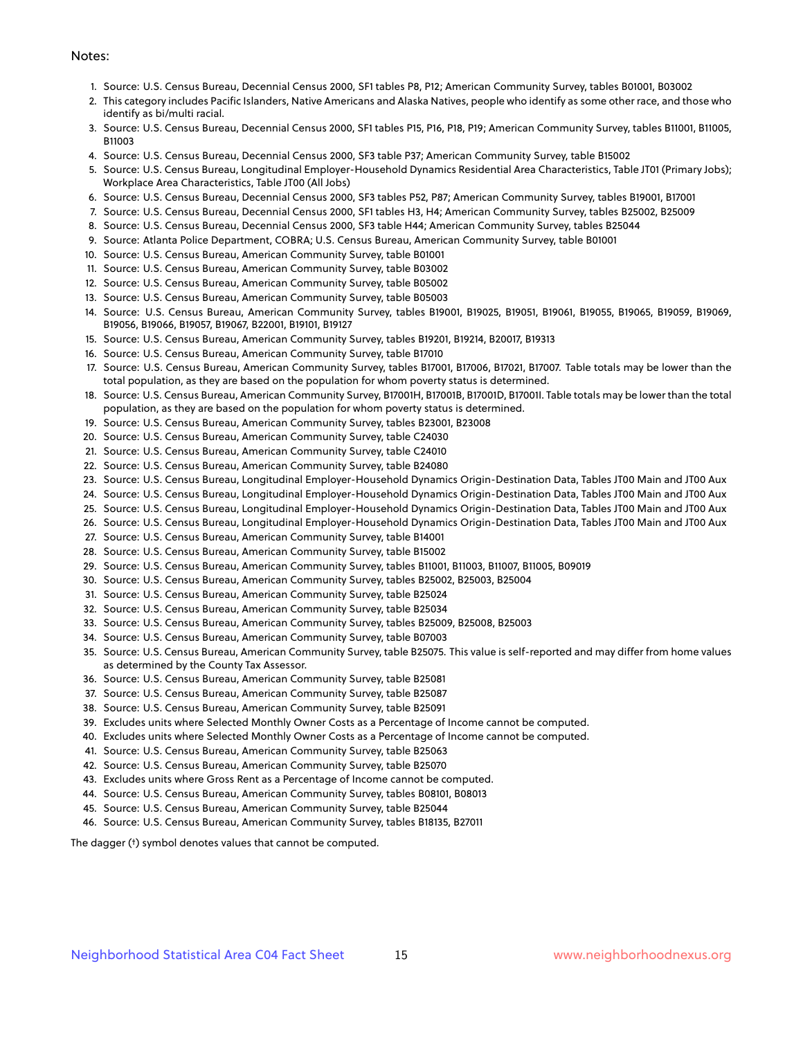Notes:

1. Source: U.S. Census Bureau, Decennial Census 2000, SF1 tables P8, P12; American Community Survey, tables B01001, B03002
2. This category includes Pacific Islanders, Native Americans and Alaska Natives, people who identify as some other race, and those who identify as bi/multi racial.
3. Source: U.S. Census Bureau, Decennial Census 2000, SF1 tables P15, P16, P18, P19; American Community Survey, tables B11001, B11005, B11003
4. Source: U.S. Census Bureau, Decennial Census 2000, SF3 table P37; American Community Survey, table B15002
5. Source: U.S. Census Bureau, Longitudinal Employer-Household Dynamics Residential Area Characteristics, Table JT01 (Primary Jobs); Workplace Area Characteristics, Table JT00 (All Jobs)
6. Source: U.S. Census Bureau, Decennial Census 2000, SF3 tables P52, P87; American Community Survey, tables B19001, B17001
7. Source: U.S. Census Bureau, Decennial Census 2000, SF1 tables H3, H4; American Community Survey, tables B25002, B25009
8. Source: U.S. Census Bureau, Decennial Census 2000, SF3 table H44; American Community Survey, tables B25044
9. Source: Atlanta Police Department, COBRA; U.S. Census Bureau, American Community Survey, table B01001
10. Source: U.S. Census Bureau, American Community Survey, table B01001
11. Source: U.S. Census Bureau, American Community Survey, table B03002
12. Source: U.S. Census Bureau, American Community Survey, table B05002
13. Source: U.S. Census Bureau, American Community Survey, table B05003
14. Source: U.S. Census Bureau, American Community Survey, tables B19001, B19025, B19051, B19061, B19055, B19065, B19059, B19069, B19056, B19066, B19057, B19067, B22001, B19101, B19127
15. Source: U.S. Census Bureau, American Community Survey, tables B19201, B19214, B20017, B19313
16. Source: U.S. Census Bureau, American Community Survey, table B17010
17. Source: U.S. Census Bureau, American Community Survey, tables B17001, B17006, B17021, B17007. Table totals may be lower than the total population, as they are based on the population for whom poverty status is determined.
18. Source: U.S. Census Bureau, American Community Survey, B17001H, B17001B, B17001D, B17001I. Table totals may be lower than the total population, as they are based on the population for whom poverty status is determined.
19. Source: U.S. Census Bureau, American Community Survey, tables B23001, B23008
20. Source: U.S. Census Bureau, American Community Survey, table C24030
21. Source: U.S. Census Bureau, American Community Survey, table C24010
22. Source: U.S. Census Bureau, American Community Survey, table B24080
23. Source: U.S. Census Bureau, Longitudinal Employer-Household Dynamics Origin-Destination Data, Tables JT00 Main and JT00 Aux
24. Source: U.S. Census Bureau, Longitudinal Employer-Household Dynamics Origin-Destination Data, Tables JT00 Main and JT00 Aux
25. Source: U.S. Census Bureau, Longitudinal Employer-Household Dynamics Origin-Destination Data, Tables JT00 Main and JT00 Aux
26. Source: U.S. Census Bureau, Longitudinal Employer-Household Dynamics Origin-Destination Data, Tables JT00 Main and JT00 Aux
27. Source: U.S. Census Bureau, American Community Survey, table B14001
28. Source: U.S. Census Bureau, American Community Survey, table B15002
29. Source: U.S. Census Bureau, American Community Survey, tables B11001, B11003, B11007, B11005, B09019
30. Source: U.S. Census Bureau, American Community Survey, tables B25002, B25003, B25004
31. Source: U.S. Census Bureau, American Community Survey, table B25024
32. Source: U.S. Census Bureau, American Community Survey, table B25034
33. Source: U.S. Census Bureau, American Community Survey, tables B25009, B25008, B25003
34. Source: U.S. Census Bureau, American Community Survey, table B07003
35. Source: U.S. Census Bureau, American Community Survey, table B25075. This value is self-reported and may differ from home values as determined by the County Tax Assessor.
36. Source: U.S. Census Bureau, American Community Survey, table B25081
37. Source: U.S. Census Bureau, American Community Survey, table B25087
38. Source: U.S. Census Bureau, American Community Survey, table B25091
39. Excludes units where Selected Monthly Owner Costs as a Percentage of Income cannot be computed.
40. Excludes units where Selected Monthly Owner Costs as a Percentage of Income cannot be computed.
41. Source: U.S. Census Bureau, American Community Survey, table B25063
42. Source: U.S. Census Bureau, American Community Survey, table B25070
43. Excludes units where Gross Rent as a Percentage of Income cannot be computed.
44. Source: U.S. Census Bureau, American Community Survey, tables B08101, B08013
45. Source: U.S. Census Bureau, American Community Survey, table B25044
46. Source: U.S. Census Bureau, American Community Survey, tables B18135, B27011

The dagger (†) symbol denotes values that cannot be computed.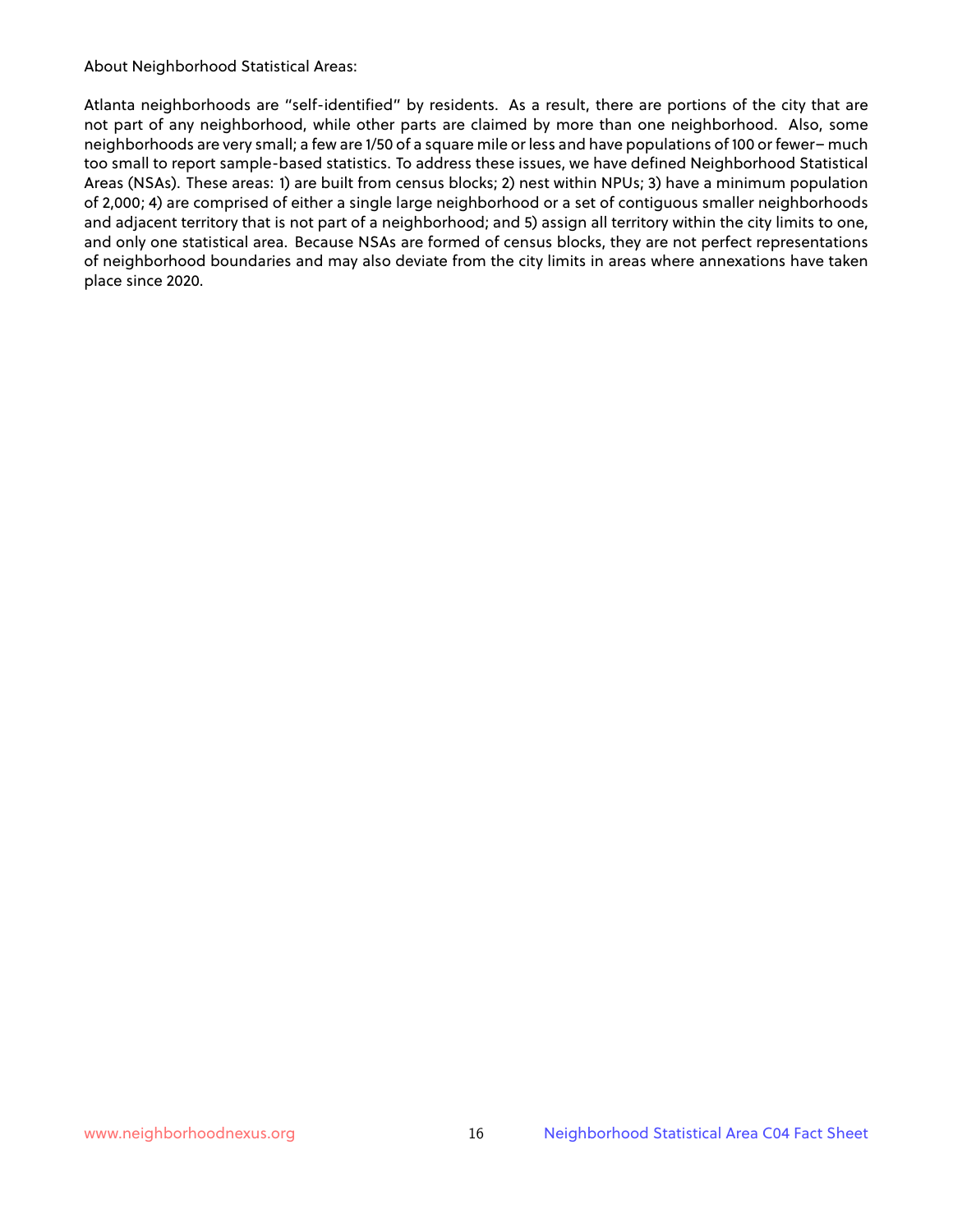About Neighborhood Statistical Areas:

Atlanta neighborhoods are "self-identified" by residents. As a result, there are portions of the city that are not part of any neighborhood, while other parts are claimed by more than one neighborhood. Also, some neighborhoods are very small; a few are 1/50 of a square mile or less and have populations of 100 or fewer– much too small to report sample-based statistics. To address these issues, we have defined Neighborhood Statistical Areas (NSAs). These areas: 1) are built from census blocks; 2) nest within NPUs; 3) have a minimum population of 2,000; 4) are comprised of either a single large neighborhood or a set of contiguous smaller neighborhoods and adjacent territory that is not part of a neighborhood; and 5) assign all territory within the city limits to one, and only one statistical area. Because NSAs are formed of census blocks, they are not perfect representations of neighborhood boundaries and may also deviate from the city limits in areas where annexations have taken place since 2020.